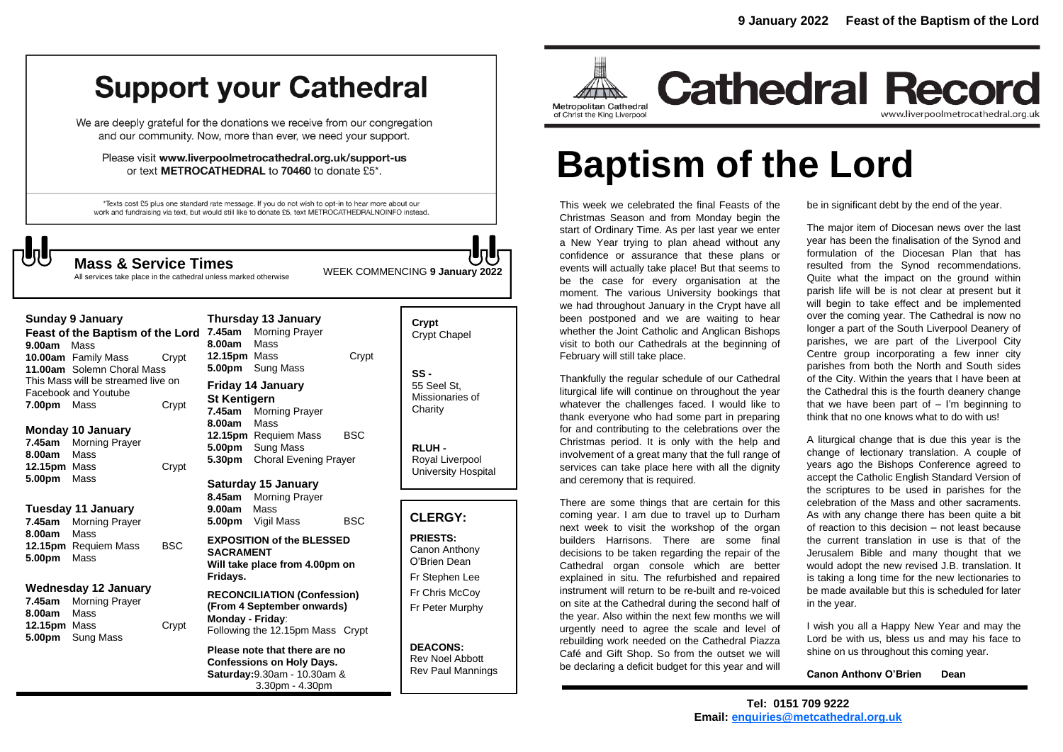# Support your Cathedral

We are deeply grateful for the donations we receive from our congregation and our community. Now, more than ever, we need your support.

Please visit **www.liverpoolmetrocathedral.org.uk/support-us** or text **METROCATHEDRAL** to **70460** to donate £5*.

*Texts cost £5 plus one standard rate message. If you do not wish to opt-in to hear more about our work and fundraising via text, but would still like to donate £5, text METROCATHEDRALNOINFO instead.

## Mass & Service Times

All services take place in the cathedral unless marked otherwise

WEEK COMMENCING **9 January 2022**

### Sunday 9 January
**Feast of the Baptism of the Lord**

**9.00am** Mass
**10.00am** Family Mass — Crypt
**11.00am** Solemn Choral Mass
This Mass will be streamed live on Facebook and Youtube
**7.00pm** Mass — Crypt

### Monday 10 January
**7.45am** Morning Prayer
**8.00am** Mass
**12.15pm** Mass — Crypt
**5.00pm** Mass

### Tuesday 11 January
**7.45am** Morning Prayer
**8.00am** Mass
**12.15pm** Requiem Mass — BSC
**5.00pm** Mass

### Wednesday 12 January
**7.45am** Morning Prayer
**8.00am** Mass
**12.15pm** Mass — Crypt
**5.00pm** Sung Mass

### Thursday 13 January
**7.45am** Morning Prayer
**8.00am** Mass
**12.15pm** Mass — Crypt
**5.00pm** Sung Mass

### Friday 14 January
**St Kentigern**

**7.45am** Morning Prayer
**8.00am** Mass
**12.15pm** Requiem Mass — BSC
**5.00pm** Sung Mass
**5.30pm** Choral Evening Prayer

### Saturday 15 January
**8.45am** Morning Prayer
**9.00am** Mass
**5.00pm** Vigil Mass — BSC

**EXPOSITION of the BLESSED SACRAMENT**
**Will take place from 4.00pm on Fridays.**

**RECONCILIATION (Confession) (From 4 September onwards)**
**Monday - Friday**: Following the 12.15pm Mass Crypt

**Please note that there are no Confessions on Holy Days.**
**Saturday:** 9.30am - 10.30am & 3.30pm - 4.30pm

**Crypt** Crypt Chapel

**SS -** 55 Seel St, Missionaries of Charity

**RLUH -** Royal Liverpool University Hospital

## CLERGY:

**PRIESTS:**
Canon Anthony O'Brien Dean
Fr Stephen Lee
Fr Chris McCoy
Fr Peter Murphy

**DEACONS:**
Rev Noel Abbott
Rev Paul Mannings

---

**9 January 2022 Feast of the Baptism of the Lord**

Metropolitan Cathedral of Christ the King Liverpool

# Cathedral Record

www.liverpoolmetrocathedral.org.uk

# Baptism of the Lord

This week we celebrated the final Feasts of the Christmas Season and from Monday begin the start of Ordinary Time. As per last year we enter a New Year trying to plan ahead without any confidence or assurance that these plans or events will actually take place! But that seems to be the case for every organisation at the moment. The various University bookings that we had throughout January in the Crypt have all been postponed and we are waiting to hear whether the Joint Catholic and Anglican Bishops visit to both our Cathedrals at the beginning of February will still take place.

Thankfully the regular schedule of our Cathedral liturgical life will continue on throughout the year whatever the challenges faced. I would like to thank everyone who had some part in preparing for and contributing to the celebrations over the Christmas period. It is only with the help and involvement of a great many that the full range of services can take place here with all the dignity and ceremony that is required.

There are some things that are certain for this coming year. I am due to travel up to Durham next week to visit the workshop of the organ builders Harrisons. There are some final decisions to be taken regarding the repair of the Cathedral organ console which are better explained in situ. The refurbished and repaired instrument will return to be re-built and re-voiced on site at the Cathedral during the second half of the year. Also within the next few months we will urgently need to agree the scale and level of rebuilding work needed on the Cathedral Piazza Café and Gift Shop. So from the outset we will be declaring a deficit budget for this year and will be in significant debt by the end of the year.

The major item of Diocesan news over the last year has been the finalisation of the Synod and formulation of the Diocesan Plan that has resulted from the Synod recommendations. Quite what the impact on the ground within parish life will be is not clear at present but it will begin to take effect and be implemented over the coming year. The Cathedral is now no longer a part of the South Liverpool Deanery of parishes, we are part of the Liverpool City Centre group incorporating a few inner city parishes from both the North and South sides of the City. Within the years that I have been at the Cathedral this is the fourth deanery change that we have been part of – I'm beginning to think that no one knows what to do with us!

A liturgical change that is due this year is the change of lectionary translation. A couple of years ago the Bishops Conference agreed to accept the Catholic English Standard Version of the scriptures to be used in parishes for the celebration of the Mass and other sacraments. As with any change there has been quite a bit of reaction to this decision – not least because the current translation in use is that of the Jerusalem Bible and many thought that we would adopt the new revised J.B. translation. It is taking a long time for the new lectionaries to be made available but this is scheduled for later in the year.

I wish you all a Happy New Year and may the Lord be with us, bless us and may his face to shine on us throughout this coming year.

**Canon Anthony O'Brien Dean**

**Tel: 0151 709 9222**
**Email: enquiries@metcathedral.org.uk**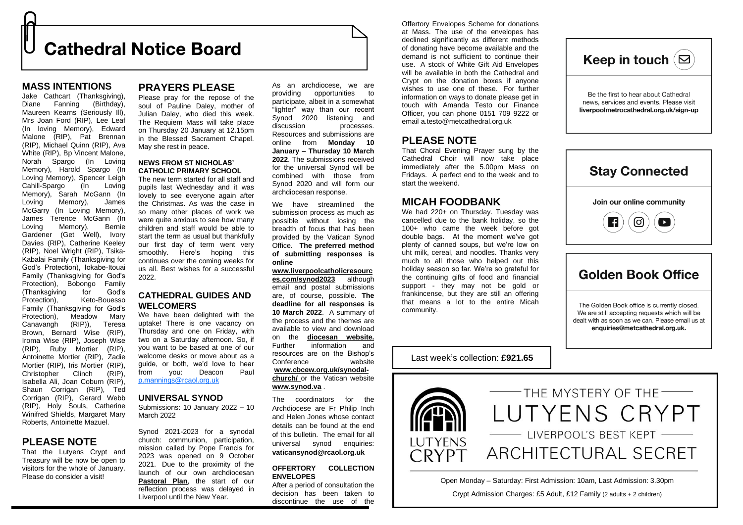# Cathedral Notice Board

## MASS INTENTIONS

Jake Cathcart (Thanksgiving), Diane Fanning (Birthday), Maureen Kearns (Seriously Ill), Mrs Joan Ford (RIP), Lee Leaf (In loving Memory), Edward Malone (RIP), Pat Brennan (RIP), Michael Quinn (RIP), Ava White (RIP), Bp Vincent Malone, Norah Spargo (In Loving Memory), Harold Spargo (In Loving Memory), Spencer Leigh Cahill-Spargo (In Loving Memory), Sarah McGann (In Loving Memory), James McGarry (In Loving Memory), James Terence McGann (In Loving Memory), Bernie Gardener (Get Well), Ivory Davies (RIP), Catherine Keeley (RIP), Noel Wright (RIP), Tsika-Kabalai Family (Thanksgiving for God's Protection), Iokabe-Itouai Family (Thanksgiving for God's Protection), Bobongo Family (Thanksgiving for God's Protection), Keto-Bouesso Family (Thanksgiving for God's Protection), Meadow Mary Canavangh (RIP)), Teresa Brown, Bernard Wise (RIP), Iroma Wise (RIP), Joseph Wise (RIP), Ruby Mortier (RIP), Antoinette Mortier (RIP), Zadie Mortier (RIP), Iris Mortier (RIP), Christopher Clinch (RIP), Isabella Ali, Joan Coburn (RIP), Shaun Corrigan (RIP), Ted Corrigan (RIP), Gerard Webb (RIP), Holy Souls, Catherine Winifred Shields, Margaret Mary Roberts, Antoinette Mazuel.

## PLEASE NOTE

That the Lutyens Crypt and Treasury will be now be open to visitors for the whole of January. Please do consider a visit!

## PRAYERS PLEASE

Please pray for the repose of the soul of Pauline Daley, mother of Julian Daley, who died this week. The Requiem Mass will take place on Thursday 20 January at 12.15pm in the Blessed Sacrament Chapel. May she rest in peace.

#### NEWS FROM ST NICHOLAS' CATHOLIC PRIMARY SCHOOL

The new term started for all staff and pupils last Wednesday and it was lovely to see everyone again after the Christmas. As was the case in so many other places of work we were quite anxious to see how many children and staff would be able to start the term as usual but thankfully our first day of term went very smoothly. Here's hoping this continues over the coming weeks for us all. Best wishes for a successful 2022.

### CATHEDRAL GUIDES AND WELCOMERS

We have been delighted with the uptake! There is one vacancy on Thursday and one on Friday, with two on a Saturday afternoon. So, if you want to be based at one of our welcome desks or move about as a guide, or both, we'd love to hear from you: Deacon Paul p.mannings@rcaol.org.uk

### UNIVERSAL SYNOD

Submissions: 10 January 2022 – 10 March 2022

Synod 2021-2023 for a synodal church: communion, participation, mission called by Pope Francis for 2023 was opened on 9 October 2021. Due to the proximity of the launch of our own archdiocesan **Pastoral Plan**, the start of our reflection process was delayed in Liverpool until the New Year.

As an archdiocese, we are providing opportunities to participate, albeit in a somewhat "lighter" way than our recent Synod 2020 listening and discussion processes. Resources and submissions are online from **Monday 10 January – Thursday 10 March 2022**. The submissions received for the universal Synod will be combined with those from Synod 2020 and will form our archdiocesan response.

We have streamlined the submission process as much as possible without losing the breadth of focus that has been provided by the Vatican Synod Office. **The preferred method of submitting responses is online www.liverpoolcatholicresources.com/synod2023** although email and postal submissions are, of course, possible. **The deadline for all responses is 10 March 2022**. A summary of the process and the themes are available to view and download on the **diocesan website.** Further information and resources are on the Bishop's Conference website **www.cbcew.org.uk/synodal-church/** or the Vatican website **www.synod.va** .

The coordinators for the Archdiocese are Fr Philip Inch and Helen Jones whose contact details can be found at the end of this bulletin. The email for all universal synod enquiries: **vaticansynod@rcaol.org.uk**

#### OFFERTORY COLLECTION ENVELOPES

After a period of consultation the decision has been taken to discontinue the use of the Offertory Envelopes Scheme for donations at Mass. The use of the envelopes has declined significantly as different methods of donating have become available and the demand is not sufficient to continue their use. A stock of White Gift Aid Envelopes will be available in both the Cathedral and Crypt on the donation boxes if anyone wishes to use one of these. For further information on ways to donate please get in touch with Amanda Testo our Finance Officer, you can phone 0151 709 9222 or email a.testo@metcathedral.org.uk

## PLEASE NOTE

That Choral Evening Prayer sung by the Cathedral Choir will now take place immediately after the 5.00pm Mass on Fridays. A perfect end to the week and to start the weekend.

## MICAH FOODBANK

We had 220+ on Thursday. Tuesday was cancelled due to the bank holiday, so the 100+ who came the week before got double bags. At the moment we've got plenty of canned soups, but we're low on uht milk, cereal, and noodles. Thanks very much to all those who helped out this holiday season so far. We're so grateful for the continuing gifts of food and financial support - they may not be gold or frankincense, but they are still an offering that means a lot to the entire Micah community.

## Keep in touch

Be the first to hear about Cathedral news, services and events. Please visit **liverpoolmetrocathedral.org.uk/sign-up**

## Stay Connected

Join our online community

## Golden Book Office

The Golden Book office is currently closed. We are still accepting requests which will be dealt with as soon as we can. Please email us at **enquiries@metcathedral.org.uk.**

Last week's collection: **£921.65**

LUTYENS CRYPT

THE MYSTERY OF THE LUTYENS CRYPT — LIVERPOOL'S BEST KEPT ARCHITECTURAL SECRET

Open Monday – Saturday: First Admission: 10am, Last Admission: 3.30pm

Crypt Admission Charges: £5 Adult, £12 Family (2 adults + 2 children)